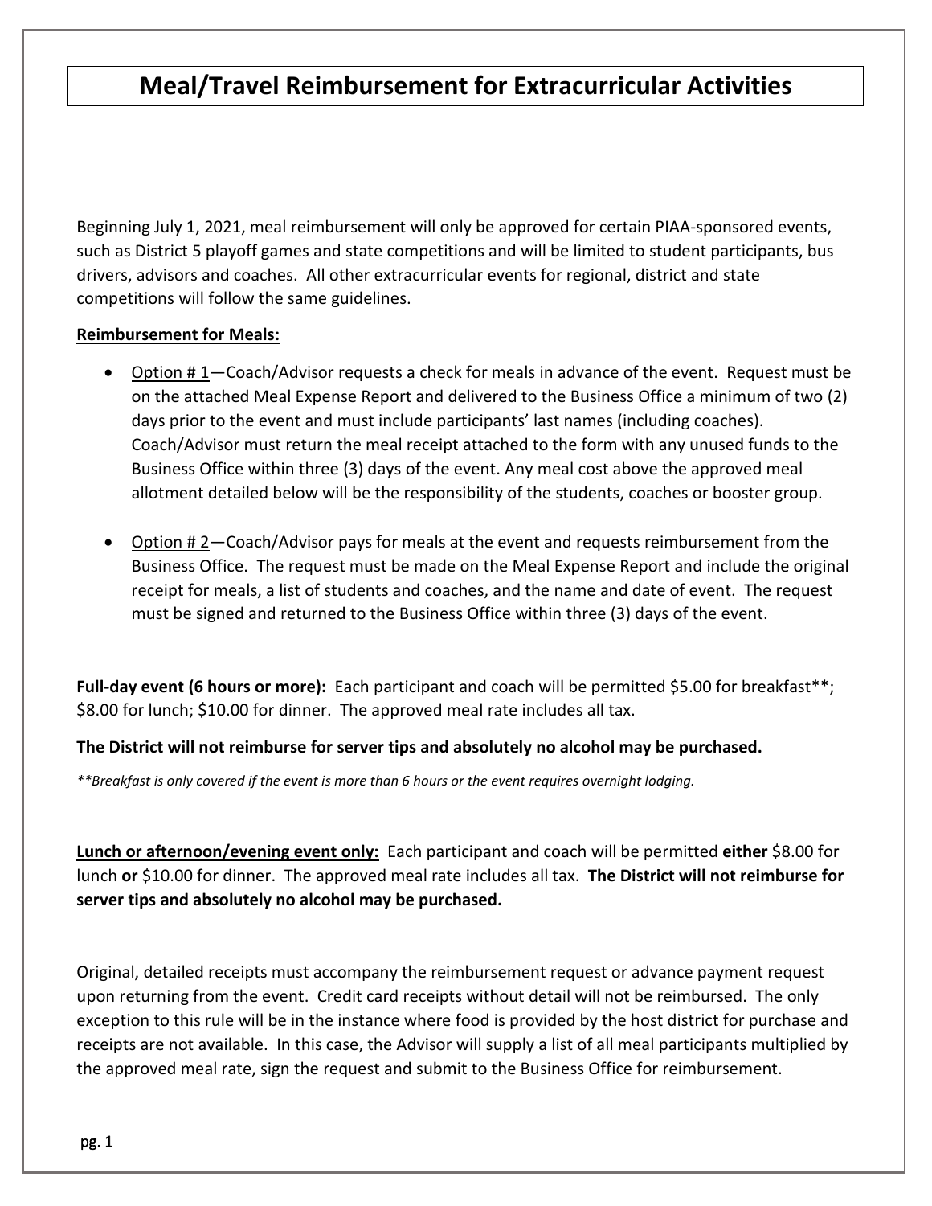# Meal/Travel Reimbursement for Extracurricular Activities

Beginning July 1, 2021, meal reimbursement will only be approved for certain PIAA-sponsored events, such as District 5 playoff games and state competitions and will be limited to student participants, bus drivers, advisors and coaches. All other extracurricular events for regional, district and state competitions will follow the same guidelines.

**Reimbursement for Meals:**

- Option # 1—Coach/Advisor requests a check for meals in advance of the event. Request must be on the attached Meal Expense Report and delivered to the Business Office a minimum of two (2) days prior to the event and must include participants' last names (including coaches). Coach/Advisor must return the meal receipt attached to the form with any unused funds to the Business Office within three (3) days of the event. Any meal cost above the approved meal allotment detailed below will be the responsibility of the students, coaches or booster group.

- Option # 2—Coach/Advisor pays for meals at the event and requests reimbursement from the Business Office. The request must be made on the Meal Expense Report and include the original receipt for meals, a list of students and coaches, and the name and date of event. The request must be signed and returned to the Business Office within three (3) days of the event.

**Full-day event (6 hours or more):** Each participant and coach will be permitted $5.00 for breakfast**; $8.00 for lunch; $10.00 for dinner. The approved meal rate includes all tax.

**The District will not reimburse for server tips and absolutely no alcohol may be purchased.**

*\*\*Breakfast is only covered if the event is more than 6 hours or the event requires overnight lodging.*

**Lunch or afternoon/evening event only:** Each participant and coach will be permitted **either** $8.00 for lunch **or** $10.00 for dinner. The approved meal rate includes all tax. **The District will not reimburse for server tips and absolutely no alcohol may be purchased.**

Original, detailed receipts must accompany the reimbursement request or advance payment request upon returning from the event. Credit card receipts without detail will not be reimbursed. The only exception to this rule will be in the instance where food is provided by the host district for purchase and receipts are not available. In this case, the Advisor will supply a list of all meal participants multiplied by the approved meal rate, sign the request and submit to the Business Office for reimbursement.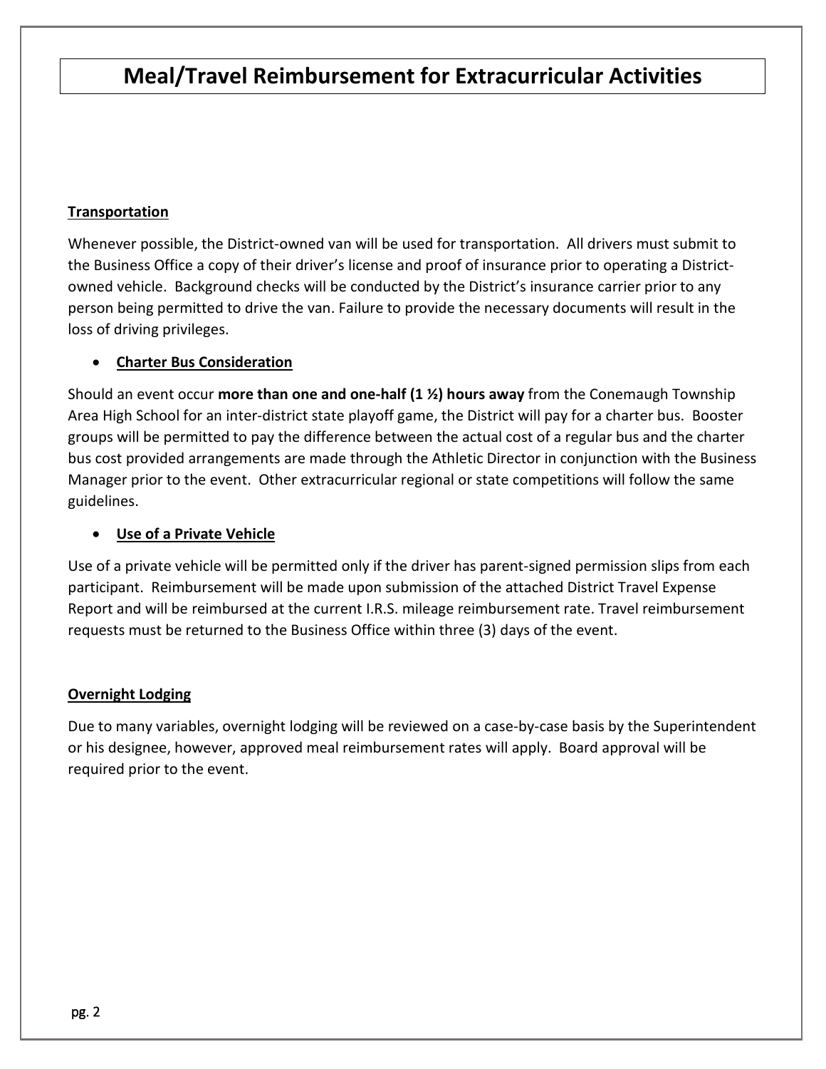# Meal/Travel Reimbursement for Extracurricular Activities

**Transportation**

Whenever possible, the District-owned van will be used for transportation. All drivers must submit to the Business Office a copy of their driver's license and proof of insurance prior to operating a District-owned vehicle. Background checks will be conducted by the District's insurance carrier prior to any person being permitted to drive the van. Failure to provide the necessary documents will result in the loss of driving privileges.

- **Charter Bus Consideration**

Should an event occur **more than one and one-half (1 ½) hours away** from the Conemaugh Township Area High School for an inter-district state playoff game, the District will pay for a charter bus. Booster groups will be permitted to pay the difference between the actual cost of a regular bus and the charter bus cost provided arrangements are made through the Athletic Director in conjunction with the Business Manager prior to the event. Other extracurricular regional or state competitions will follow the same guidelines.

- **Use of a Private Vehicle**

Use of a private vehicle will be permitted only if the driver has parent-signed permission slips from each participant. Reimbursement will be made upon submission of the attached District Travel Expense Report and will be reimbursed at the current I.R.S. mileage reimbursement rate. Travel reimbursement requests must be returned to the Business Office within three (3) days of the event.

**Overnight Lodging**

Due to many variables, overnight lodging will be reviewed on a case-by-case basis by the Superintendent or his designee, however, approved meal reimbursement rates will apply. Board approval will be required prior to the event.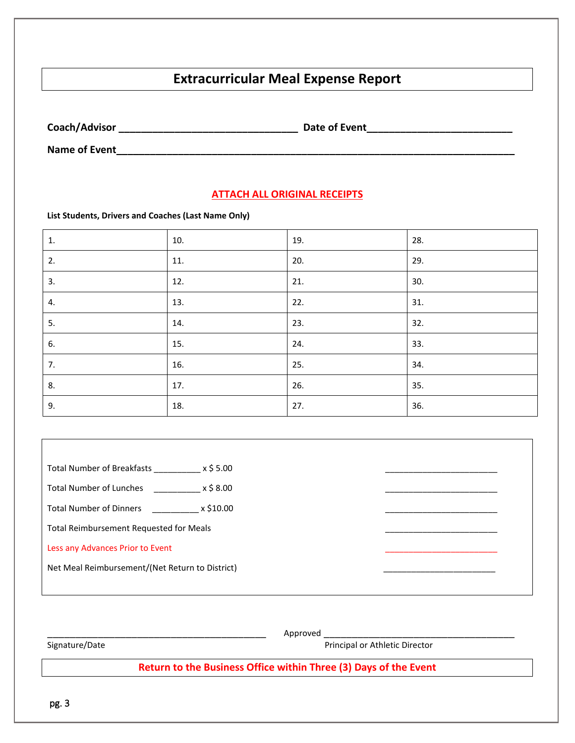# Extracurricular Meal Expense Report

**Coach/Advisor** ________________________________ **Date of Event**__________________________

**Name of Event**_________________________________________________________________________

**ATTACH ALL ORIGINAL RECEIPTS**

**List Students, Drivers and Coaches (Last Name Only)**

| | | | |
|---|---|---|---|
| 1. | 10. | 19. | 28. |
| 2. | 11. | 20. | 29. |
| 3. | 12. | 21. | 30. |
| 4. | 13. | 22. | 31. |
| 5. | 14. | 23. | 32. |
| 6. | 15. | 24. | 33. |
| 7. | 16. | 25. | 34. |
| 8. | 17. | 26. | 35. |
| 9. | 18. | 27. | 36. |

Total Number of Breakfasts __________ x $ 5.00 ________________________

Total Number of Lunches __________ x $ 8.00 ________________________

Total Number of Dinners __________ x $10.00 ________________________

Total Reimbursement Requested for Meals ________________________

Less any Advances Prior to Event ________________________

Net Meal Reimbursement/(Net Return to District) ________________________

_______________________________________________ Approved ________________________________________

Signature/Date Principal or Athletic Director

**Return to the Business Office within Three (3) Days of the Event**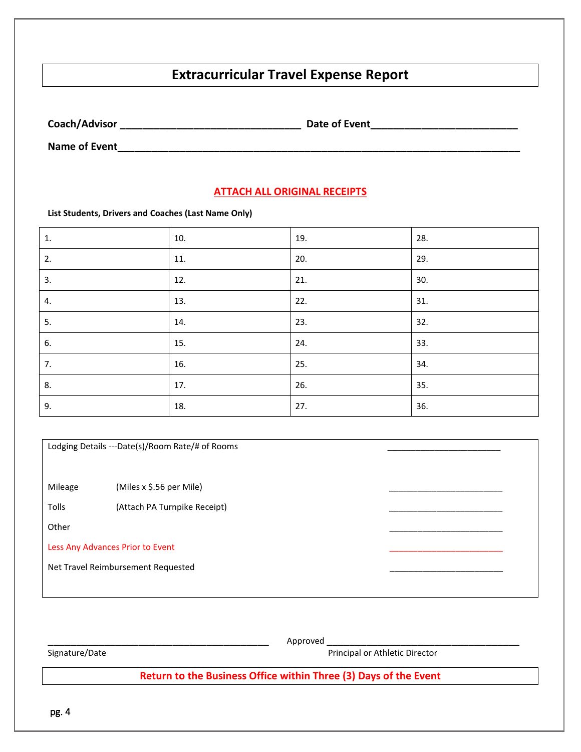# Extracurricular Travel Expense Report

**Coach/Advisor** ________________________________ **Date of Event**__________________________

**Name of Event**_______________________________________________________________________

**ATTACH ALL ORIGINAL RECEIPTS**

**List Students, Drivers and Coaches (Last Name Only)**

| | | | |
|---|---|---|---|
| 1. | 10. | 19. | 28. |
| 2. | 11. | 20. | 29. |
| 3. | 12. | 21. | 30. |
| 4. | 13. | 22. | 31. |
| 5. | 14. | 23. | 32. |
| 6. | 15. | 24. | 33. |
| 7. | 16. | 25. | 34. |
| 8. | 17. | 26. | 35. |
| 9. | 18. | 27. | 36. |

Lodging Details ---Date(s)/Room Rate/# of Rooms ________________________

Mileage (Miles x $.56 per Mile) ________________________

Tolls (Attach PA Turnpike Receipt) ________________________

Other ________________________

Less Any Advances Prior to Event ________________________

Net Travel Reimbursement Requested ________________________

_______________________________________________ Approved _________________________________________

Signature/Date Principal or Athletic Director

**Return to the Business Office within Three (3) Days of the Event**